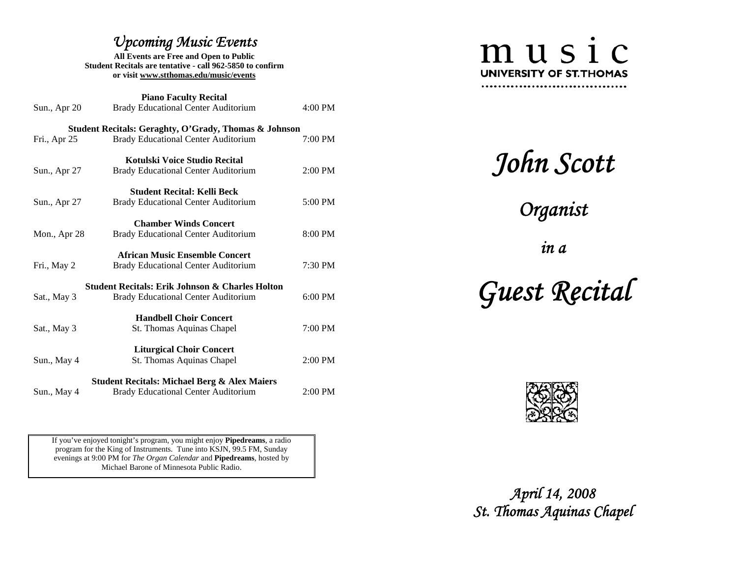# *Upcoming Music Events*

**All Events are Free and Open to Public**
**Student Recitals are tentative - call 962-5850 to confirm**
**or visit www.stthomas.edu/music/events**

**Piano Faculty Recital**
Sun., Apr 20 — Brady Educational Center Auditorium — 4:00 PM

**Student Recitals: Geraghty, O'Grady, Thomas & Johnson**
Fri., Apr 25 — Brady Educational Center Auditorium — 7:00 PM

**Kotulski Voice Studio Recital**
Sun., Apr 27 — Brady Educational Center Auditorium — 2:00 PM

**Student Recital: Kelli Beck**
Sun., Apr 27 — Brady Educational Center Auditorium — 5:00 PM

**Chamber Winds Concert**
Mon., Apr 28 — Brady Educational Center Auditorium — 8:00 PM

**African Music Ensemble Concert**
Fri., May 2 — Brady Educational Center Auditorium — 7:30 PM

**Student Recitals: Erik Johnson & Charles Holton**
Sat., May 3 — Brady Educational Center Auditorium — 6:00 PM

**Handbell Choir Concert**
Sat., May 3 — St. Thomas Aquinas Chapel — 7:00 PM

**Liturgical Choir Concert**
Sun., May 4 — St. Thomas Aquinas Chapel — 2:00 PM

**Student Recitals: Michael Berg & Alex Maiers**
Sun., May 4 — Brady Educational Center Auditorium — 2:00 PM

If you've enjoyed tonight's program, you might enjoy **Pipedreams**, a radio program for the King of Instruments. Tune into KSJN, 99.5 FM, Sunday evenings at 9:00 PM for *The Organ Calendar* and **Pipedreams**, hosted by Michael Barone of Minnesota Public Radio.

music
UNIVERSITY OF ST. THOMAS

# *John Scott*

## *Organist*

*in a*

# *Guest Recital*

*April 14, 2008*
*St. Thomas Aquinas Chapel*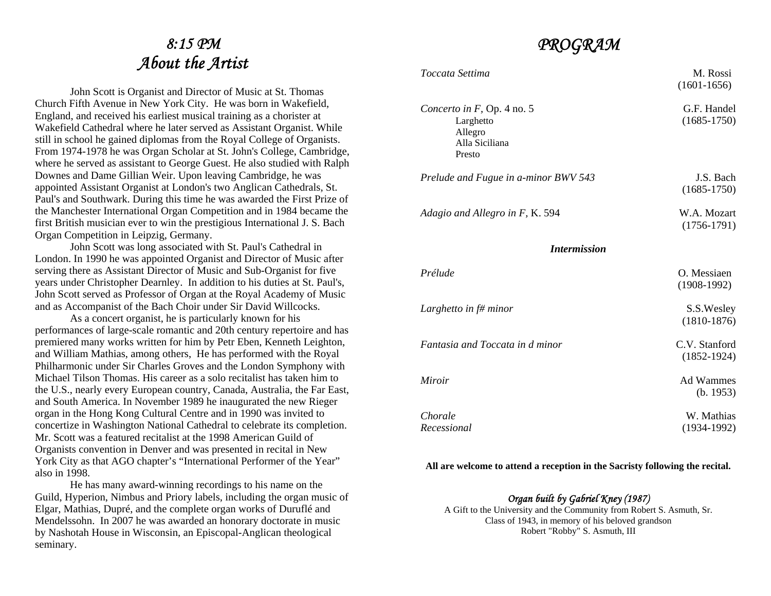## *8:15 PM*
## *About the Artist*

John Scott is Organist and Director of Music at St. Thomas Church Fifth Avenue in New York City. He was born in Wakefield, England, and received his earliest musical training as a chorister at Wakefield Cathedral where he later served as Assistant Organist. While still in school he gained diplomas from the Royal College of Organists. From 1974-1978 he was Organ Scholar at St. John's College, Cambridge, where he served as assistant to George Guest. He also studied with Ralph Downes and Dame Gillian Weir. Upon leaving Cambridge, he was appointed Assistant Organist at London's two Anglican Cathedrals, St. Paul's and Southwark. During this time he was awarded the First Prize of the Manchester International Organ Competition and in 1984 became the first British musician ever to win the prestigious International J. S. Bach Organ Competition in Leipzig, Germany.

John Scott was long associated with St. Paul's Cathedral in London. In 1990 he was appointed Organist and Director of Music after serving there as Assistant Director of Music and Sub-Organist for five years under Christopher Dearnley. In addition to his duties at St. Paul's, John Scott served as Professor of Organ at the Royal Academy of Music and as Accompanist of the Bach Choir under Sir David Willcocks.

As a concert organist, he is particularly known for his performances of large-scale romantic and 20th century repertoire and has premiered many works written for him by Petr Eben, Kenneth Leighton, and William Mathias, among others, He has performed with the Royal Philharmonic under Sir Charles Groves and the London Symphony with Michael Tilson Thomas. His career as a solo recitalist has taken him to the U.S., nearly every European country, Canada, Australia, the Far East, and South America. In November 1989 he inaugurated the new Rieger organ in the Hong Kong Cultural Centre and in 1990 was invited to concertize in Washington National Cathedral to celebrate its completion. Mr. Scott was a featured recitalist at the 1998 American Guild of Organists convention in Denver and was presented in recital in New York City as that AGO chapter's "International Performer of the Year" also in 1998.

He has many award-winning recordings to his name on the Guild, Hyperion, Nimbus and Priory labels, including the organ music of Elgar, Mathias, Dupré, and the complete organ works of Duruflé and Mendelssohn. In 2007 he was awarded an honorary doctorate in music by Nashotah House in Wisconsin, an Episcopal-Anglican theological seminary.

## *PROGRAM*

*Toccata Settima* — M. Rossi (1601-1656)

*Concerto in F*, Op. 4 no. 5 — G.F. Handel (1685-1750)
- Larghetto
- Allegro
- Alla Siciliana
- Presto

*Prelude and Fugue in a-minor BWV 543* — J.S. Bach (1685-1750)

*Adagio and Allegro in F*, K. 594 — W.A. Mozart (1756-1791)

***Intermission***

*Prélude* — O. Messiaen (1908-1992)

*Larghetto in f# minor* — S.S.Wesley (1810-1876)

*Fantasia and Toccata in d minor* — C.V. Stanford (1852-1924)

*Miroir* — Ad Wammes (b. 1953)

*Chorale*
*Recessional* — W. Mathias (1934-1992)

**All are welcome to attend a reception in the Sacristy following the recital.**

*Organ built by Gabriel Kney (1987)*

A Gift to the University and the Community from Robert S. Asmuth, Sr.
Class of 1943, in memory of his beloved grandson
Robert "Robby" S. Asmuth, III